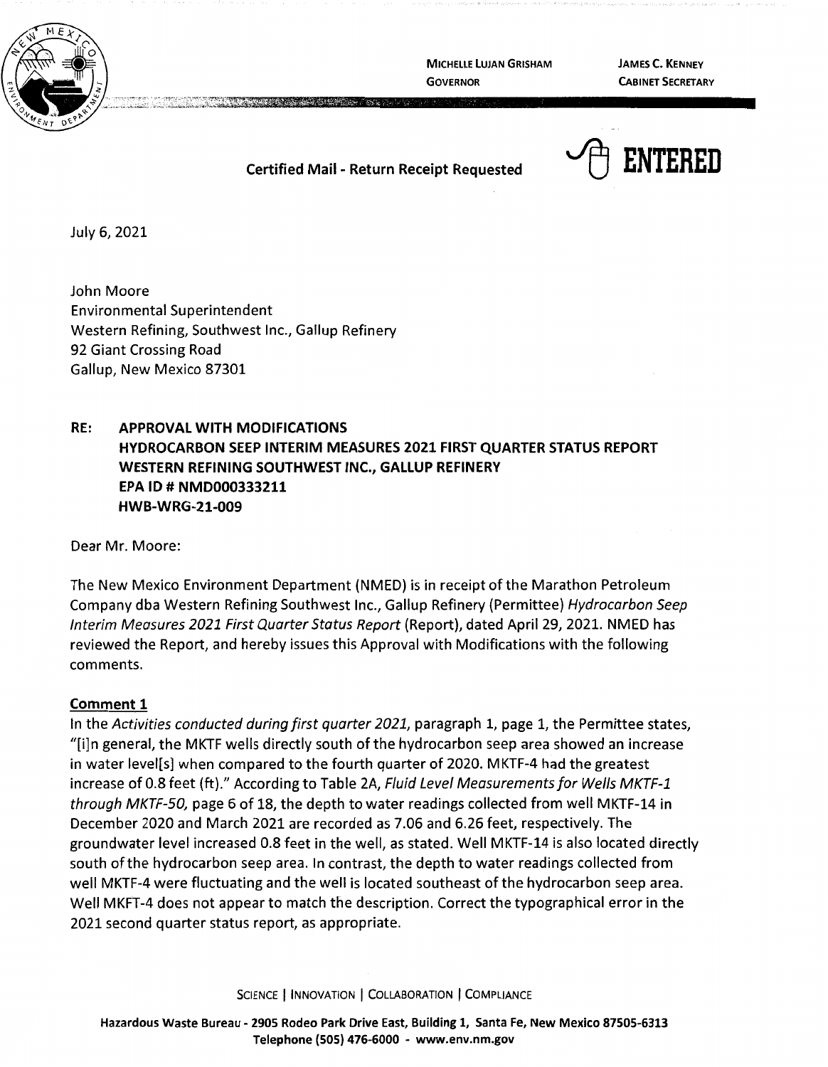MICHELLE LUJAN GRISHAM
GOVERNOR

JAMES C. KENNEY
CABINET SECRETARY

**Certified Mail - Return Receipt Requested**

ENTERED

July 6, 2021

John Moore
Environmental Superintendent
Western Refining, Southwest Inc., Gallup Refinery
92 Giant Crossing Road
Gallup, New Mexico 87301

**RE: APPROVAL WITH MODIFICATIONS
HYDROCARBON SEEP INTERIM MEASURES 2021 FIRST QUARTER STATUS REPORT
WESTERN REFINING SOUTHWEST INC., GALLUP REFINERY
EPA ID # NMD000333211
HWB-WRG-21-009**

Dear Mr. Moore:

The New Mexico Environment Department (NMED) is in receipt of the Marathon Petroleum Company dba Western Refining Southwest Inc., Gallup Refinery (Permittee) *Hydrocarbon Seep Interim Measures 2021 First Quarter Status Report* (Report), dated April 29, 2021. NMED has reviewed the Report, and hereby issues this Approval with Modifications with the following comments.

## Comment 1

In the *Activities conducted during first quarter 2021*, paragraph 1, page 1, the Permittee states, "[i]n general, the MKTF wells directly south of the hydrocarbon seep area showed an increase in water level[s] when compared to the fourth quarter of 2020. MKTF-4 had the greatest increase of 0.8 feet (ft)." According to Table 2A, *Fluid Level Measurements for Wells MKTF-1 through MKTF-50*, page 6 of 18, the depth to water readings collected from well MKTF-14 in December 2020 and March 2021 are recorded as 7.06 and 6.26 feet, respectively. The groundwater level increased 0.8 feet in the well, as stated. Well MKTF-14 is also located directly south of the hydrocarbon seep area. In contrast, the depth to water readings collected from well MKTF-4 were fluctuating and the well is located southeast of the hydrocarbon seep area. Well MKFT-4 does not appear to match the description. Correct the typographical error in the 2021 second quarter status report, as appropriate.

SCIENCE | INNOVATION | COLLABORATION | COMPLIANCE

**Hazardous Waste Bureau - 2905 Rodeo Park Drive East, Building 1, Santa Fe, New Mexico 87505-6313
Telephone (505) 476-6000 - www.env.nm.gov**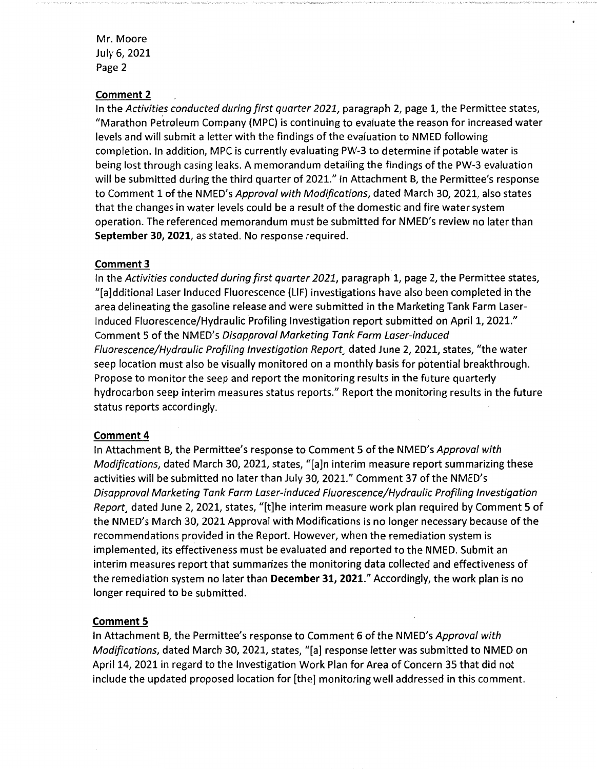**Comment 2**

In the *Activities conducted during first quarter 2021*, paragraph 2, page 1, the Permittee states, "Marathon Petroleum Company (MPC) is continuing to evaluate the reason for increased water levels and will submit a letter with the findings of the evaluation to NMED following completion. In addition, MPC is currently evaluating PW-3 to determine if potable water is being lost through casing leaks. A memorandum detailing the findings of the PW-3 evaluation will be submitted during the third quarter of 2021." In Attachment B, the Permittee's response to Comment 1 of the NMED's *Approval with Modifications*, dated March 30, 2021, also states that the changes in water levels could be a result of the domestic and fire water system operation. The referenced memorandum must be submitted for NMED's review no later than **September 30, 2021**, as stated. No response required.

**Comment 3**

In the *Activities conducted during first quarter 2021*, paragraph 1, page 2, the Permittee states, "[a]dditional Laser Induced Fluorescence (LIF) investigations have also been completed in the area delineating the gasoline release and were submitted in the Marketing Tank Farm Laser-Induced Fluorescence/Hydraulic Profiling Investigation report submitted on April 1, 2021." Comment 5 of the NMED's *Disapproval Marketing Tank Farm Laser-induced Fluorescence/Hydraulic Profiling Investigation Report*, dated June 2, 2021, states, "the water seep location must also be visually monitored on a monthly basis for potential breakthrough. Propose to monitor the seep and report the monitoring results in the future quarterly hydrocarbon seep interim measures status reports." Report the monitoring results in the future status reports accordingly.

**Comment 4**

In Attachment B, the Permittee's response to Comment 5 of the NMED's *Approval with Modifications*, dated March 30, 2021, states, "[a]n interim measure report summarizing these activities will be submitted no later than July 30, 2021." Comment 37 of the NMED's *Disapproval Marketing Tank Farm Laser-induced Fluorescence/Hydraulic Profiling Investigation Report*, dated June 2, 2021, states, "[t]he interim measure work plan required by Comment 5 of the NMED's March 30, 2021 Approval with Modifications is no longer necessary because of the recommendations provided in the Report. However, when the remediation system is implemented, its effectiveness must be evaluated and reported to the NMED. Submit an interim measures report that summarizes the monitoring data collected and effectiveness of the remediation system no later than **December 31, 2021**." Accordingly, the work plan is no longer required to be submitted.

**Comment 5**

In Attachment B, the Permittee's response to Comment 6 of the NMED's *Approval with Modifications*, dated March 30, 2021, states, "[a] response letter was submitted to NMED on April 14, 2021 in regard to the Investigation Work Plan for Area of Concern 35 that did not include the updated proposed location for [the] monitoring well addressed in this comment.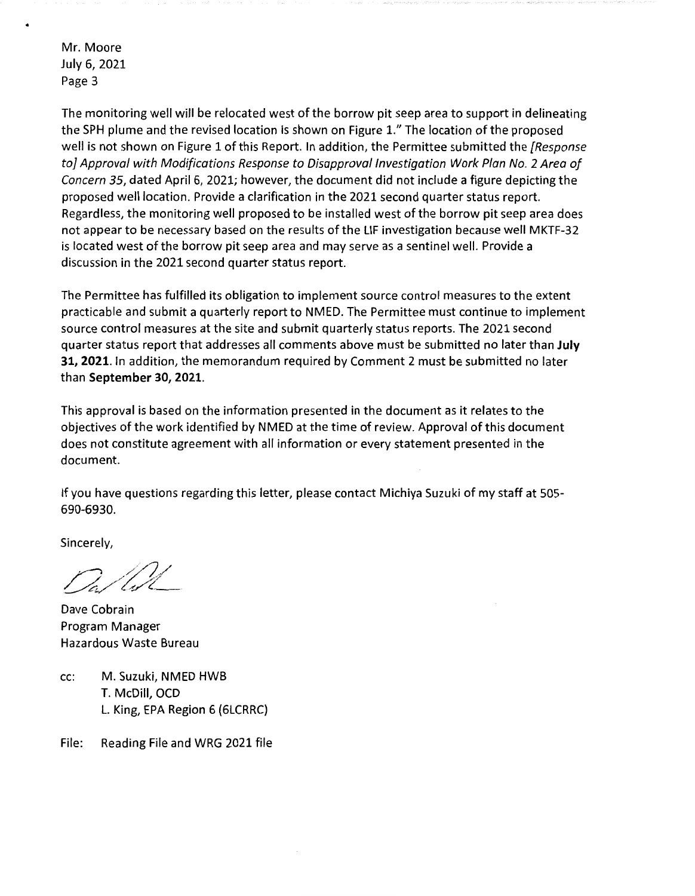The monitoring well will be relocated west of the borrow pit seep area to support in delineating the SPH plume and the revised location is shown on Figure 1." The location of the proposed well is not shown on Figure 1 of this Report. In addition, the Permittee submitted the *[Response to] Approval with Modifications Response to Disapproval Investigation Work Plan No. 2 Area of Concern 35*, dated April 6, 2021; however, the document did not include a figure depicting the proposed well location. Provide a clarification in the 2021 second quarter status report. Regardless, the monitoring well proposed to be installed west of the borrow pit seep area does not appear to be necessary based on the results of the LIF investigation because well MKTF-32 is located west of the borrow pit seep area and may serve as a sentinel well. Provide a discussion in the 2021 second quarter status report.

The Permittee has fulfilled its obligation to implement source control measures to the extent practicable and submit a quarterly report to NMED. The Permittee must continue to implement source control measures at the site and submit quarterly status reports. The 2021 second quarter status report that addresses all comments above must be submitted no later than **July 31, 2021**. In addition, the memorandum required by Comment 2 must be submitted no later than **September 30, 2021**.

This approval is based on the information presented in the document as it relates to the objectives of the work identified by NMED at the time of review. Approval of this document does not constitute agreement with all information or every statement presented in the document.

If you have questions regarding this letter, please contact Michiya Suzuki of my staff at 505-690-6930.

Sincerely,

Dave Cobrain
Program Manager
Hazardous Waste Bureau

cc: M. Suzuki, NMED HWB
T. McDill, OCD
L. King, EPA Region 6 (6LCRRC)

File: Reading File and WRG 2021 file